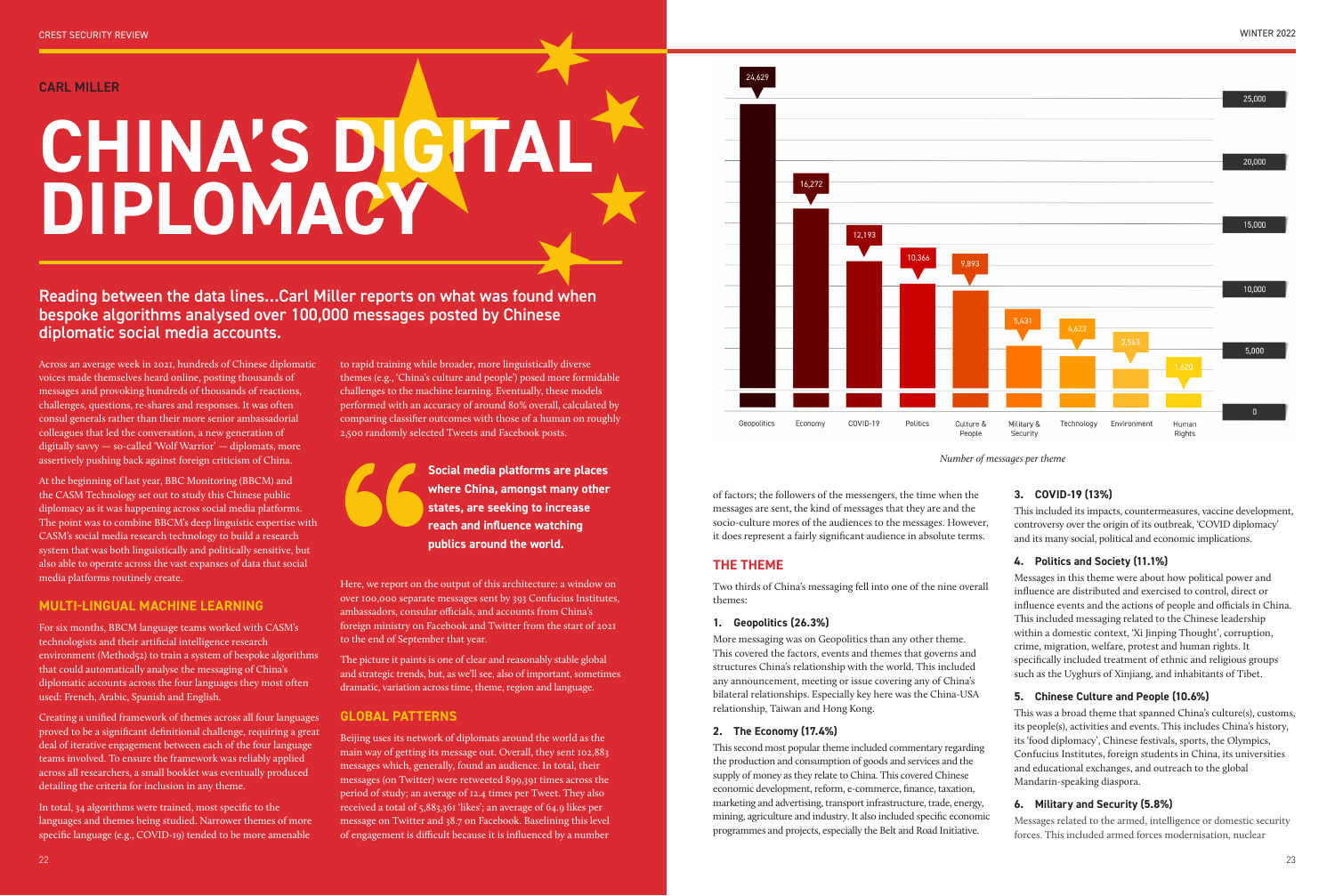CARL MILLER

# CHINA'S DIGITAL DIPLOMACY

**Reading between the data lines...Carl Miller reports on what was found when bespoke algorithms analysed over 100,000 messages posted by Chinese diplomatic social media accounts.**

Across an average week in 2021, hundreds of Chinese diplomatic voices made themselves heard online, posting thousands of messages and provoking hundreds of thousands of reactions, challenges, questions, re-shares and responses. It was often consul generals rather than their more senior ambassadorial colleagues that led the conversation, a new generation of digitally savvy — so-called 'Wolf Warrior' — diplomats, more assertively pushing back against foreign criticism of China.

At the beginning of last year, BBC Monitoring (BBCM) and the CASM Technology set out to study this Chinese public diplomacy as it was happening across social media platforms. The point was to combine BBCM's deep linguistic expertise with CASM's social media research technology to build a research system that was both linguistically and politically sensitive, but also able to operate across the vast expanses of data that social media platforms routinely create.

## MULTI-LINGUAL MACHINE LEARNING

For six months, BBCM language teams worked with CASM's technologists and their artificial intelligence research environment (Method52) to train a system of bespoke algorithms that could automatically analyse the messaging of China's diplomatic accounts across the four languages they most often used: French, Arabic, Spanish and English.

Creating a unified framework of themes across all four languages proved to be a significant definitional challenge, requiring a great deal of iterative engagement between each of the four language teams involved. To ensure the framework was highly applied across all researchers, a small booklet was eventually produced detailing the criteria for inclusion in any theme.

In total, 34 algorithms were trained, most specific to the languages and themes being studied. Narrower themes of more specific language (e.g., COVID-19) tended to be more amenable to rapid training while broader, more linguistically diverse themes (e.g., 'China's culture and people') posed more formidable challenges to the machine learning. Eventually, these models performed with an accuracy of around 80% overall, calculated by comparing classifier outcomes with those of a human on roughly 2,500 randomly selected Tweets and Facebook posts.

> **Social media platforms are places where China, amongst many other states, are seeking to increase reach and influence watching publics around the world.**

Here, we report on the output of this architecture: a window on over 100,000 separate messages sent by 393 Confucius Institutes, ambassadors, consular officials, and accounts from China's foreign ministry on Facebook and Twitter from the start of 2021 to the end of September that year.

The picture it paints is one of clear and reasonably stable global and strategic trends, but, as we'll see, also of important, sometimes dramatic, variation across time, theme, region and language.

## GLOBAL PATTERNS

Beijing uses its network of diplomats around the world as the main way of getting its message out. Overall, they sent 102,883 messages which, generally, found an audience. In total, their messages (on Twitter) were retweeted 899,391 times across the period of study; an average of 12.4 times per Tweet. They also received a total of 5,883,361 'likes'; an average of 64.9 likes per message on Twitter and 38.7 on Facebook. Baselining this level of engagement is difficult because it is influenced by a number of factors; the followers of the messengers, the time when the messages are sent, the kind of messages that they are and the socio-culture mores of the audiences to the messages. However, it does represent a fairly significant audience in absolute terms.

| Theme | Number of messages |
|---|---|
| Geopolitics | 24,629 |
| Economy | 16,272 |
| COVID-19 | 12,193 |
| Politics | 10,366 |
| Culture & People | 9,893 |
| Military & Security | 5,431 |
| Technology | 4,623 |
| Environment | 3,563 |
| Human Rights | 1,620 |

*Number of messages per theme*

## THE THEME

Two thirds of China's messaging fell into one of the nine overall themes:

### 1. Geopolitics (26.3%)

More messaging was on Geopolitics than any other theme. This covered the factors, events and themes that governs and structures China's relationship with the world. This included any announcement, meeting or issue covering any of China's bilateral relationships. Especially key here was the China-USA relationship, Taiwan and Hong Kong.

### 2. The Economy (17.4%)

This second most popular theme included commentary regarding the production and consumption of goods and services and the supply of money as they relate to China. This covered Chinese economic development, reform, e-commerce, finance, taxation, marketing and advertising, transport infrastructure, trade, energy, mining, agriculture and industry. It also included specific economic programmes and projects, especially the Belt and Road Initiative.

### 3. COVID-19 (13%)

This included its impacts, countermeasures, vaccine development, controversy over the origin of its outbreak, 'COVID diplomacy' and its many social, political and economic implications.

### 4. Politics and Society (11.1%)

Messages in this theme were about how political power and influence are distributed and exercised to control, direct or influence events and the actions of people and officials in China. This included messaging related to the Chinese leadership within a domestic context, 'Xi Jinping Thought', corruption, crime, migration, welfare, protest and human rights. It specifically included treatment of ethnic and religious groups such as the Uyghurs of Xinjiang, and inhabitants of Tibet.

### 5. Chinese Culture and People (10.6%)

This was a broad theme that spanned China's culture(s), customs, its people(s), activities and events. This includes China's history, its 'food diplomacy', Chinese festivals, sports, the Olympics, Confucius Institutes, foreign students in China, its universities and educational exchanges, and outreach to the global Mandarin-speaking diaspora.

### 6. Military and Security (5.8%)

Messages related to the armed, intelligence or domestic security forces. This included armed forces modernisation, nuclear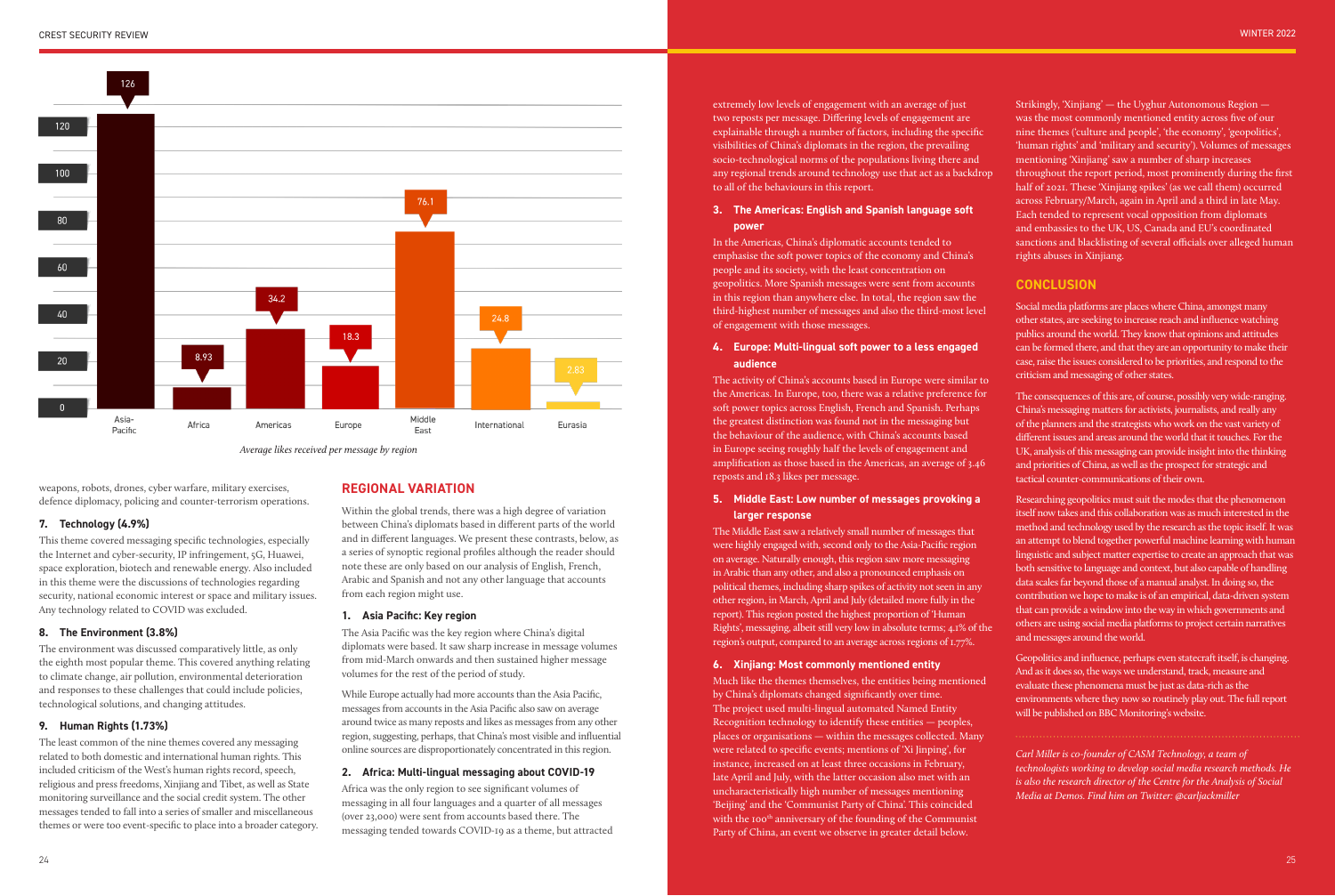126
120
100
80
60
40
20
0
8.93
34.2
18.3
76.1
24.8
2.83
Asia-Pacific
Africa
Americas
Europe
Middle East
International
Eurasia

*Average likes received per message by region*

weapons, robots, drones, cyber warfare, military exercises, defence diplomacy, policing and counter-terrorism operations.

### 7. Technology (4.9%)

This theme covered messaging specific technologies, especially the Internet and cyber-security, IP infringement, 5G, Huawei, space exploration, biotech and renewable energy. Also included in this theme were the discussions of technologies regarding security, national economic interest or space and military issues. Any technology related to COVID was excluded.

### 8. The Environment (3.8%)

The environment was discussed comparatively little, as only the eighth most popular theme. This covered anything relating to climate change, air pollution, environmental deterioration and responses to these challenges that could include policies, technological solutions, and changing attitudes.

### 9. Human Rights (1.73%)

The least common of the nine themes covered any messaging related to both domestic and international human rights. This included criticism of the West's human rights record, speech, religious and press freedoms, Xinjiang and Tibet, as well as State monitoring surveillance and the social credit system. The other messages tended to fall into a series of smaller and miscellaneous themes or were too event-specific to place into a broader category.

## REGIONAL VARIATION

Within the global trends, there was a high degree of variation between China's diplomats based in different parts of the world and in different languages. We present these contrasts, below, as a series of synoptic regional profiles although the reader should note these are only based on our analysis of English, French, Arabic and Spanish and not any other language that accounts from each region might use.

### 1. Asia Pacific: Key region

The Asia Pacific was the key region where China's digital diplomats were based. It saw sharp increase in message volumes from mid-March onwards and then sustained higher message volumes for the rest of the period of study.

While Europe actually had more accounts than the Asia Pacific, messages from accounts in the Asia Pacific also saw on average around twice as many reposts and likes as messages from any other region, suggesting, perhaps, that China's most visible and influential online sources are disproportionately concentrated in this region.

### 2. Africa: Multi-lingual messaging about COVID-19

Africa was the only region to see significant volumes of messaging in all four languages and a quarter of all messages (over 23,000) were sent from accounts based there. The messaging tended towards COVID-19 as a theme, but attracted extremely low levels of engagement with an average of just two reposts per message. Differing levels of engagement are explainable through a number of factors, including the specific visibilities of China's diplomats in the region, the prevailing socio-technological norms of the populations living there and any regional trends around technology use that act as a backdrop to all of the behaviours in this report.

### 3. The Americas: English and Spanish language soft power

In the Americas, China's diplomatic accounts tended to emphasise the soft power topics of the economy and China's people and its society, with the least concentration on geopolitics. More Spanish messages were sent from accounts in this region than anywhere else. In total, the region saw the third-highest number of messages and also the third-most level of engagement with those messages.

### 4. Europe: Multi-lingual soft power to a less engaged audience

The activity of China's accounts based in Europe were similar to the Americas. In Europe, too, there was a relative preference for soft power topics across English, French and Spanish. Perhaps the greatest distinction was found not in the messaging but the behaviour of the audience, with China's accounts based in Europe seeing roughly half the levels of engagement and amplification as those based in the Americas, an average of 3.46 reposts and 18.3 likes per message.

### 5. Middle East: Low number of messages provoking a larger response

The Middle East saw a relatively small number of messages that were highly engaged with, second only to the Asia-Pacific region on average. Naturally enough, this region saw more messaging in Arabic than any other, and also a pronounced emphasis on political themes, including sharp spikes of activity not seen in any other region, in March, April and July (detailed more fully in the report). This region posted the highest proportion of 'Human Rights', messaging, albeit still very low in absolute terms; 4.1% of the region's output, compared to an average across regions of 1.77%.

### 6. Xinjiang: Most commonly mentioned entity

Much like the themes themselves, the entities being mentioned by China's diplomats changed significantly over time. The project used multi-lingual automated Named Entity Recognition technology to identify these entities — peoples, places or organisations — within the messages collected. Many were related to specific events; mentions of 'Xi Jinping', for instance, increased on at least three occasions in February, late April and July, with the latter occasion also met with an uncharacteristically high number of messages mentioning 'Beijing' and the 'Communist Party of China'. This coincided with the 100th anniversary of the founding of the Communist Party of China, an event we observe in greater detail below.

Strikingly, 'Xinjiang' — the Uyghur Autonomous Region — was the most commonly mentioned entity across five of our nine themes ('culture and people', 'the economy', 'geopolitics', 'human rights' and 'military and security'). Volumes of messages mentioning 'Xinjiang' saw a number of sharp increases throughout the report period, most prominently during the first half of 2021. These 'Xinjiang spikes' (as we call them) occurred across February/March, again in April and a third in late May. Each tended to represent vocal opposition from diplomats and embassies to the UK, US, Canada and EU's coordinated sanctions and blacklisting of several officials over alleged human rights abuses in Xinjiang.

## CONCLUSION

Social media platforms are places where China, amongst many other states, are seeking to increase reach and influence watching publics around the world. They know that opinions and attitudes can be formed there, and that they are an opportunity to make their case, raise the issues considered to be priorities, and respond to the criticism and messaging of other states.

The consequences of this are, of course, possibly very wide-ranging. China's messaging matters for activists, journalists, and really any of the planners and the strategists who work on the vast variety of different issues and areas around the world that it touches. For the UK, analysis of this messaging can provide insight into the thinking and priorities of China, as well as the prospect for strategic and tactical counter-communications of their own.

Researching geopolitics must suit the modes that the phenomenon itself now takes and this collaboration was as much interested in the method and technology used by the research as the topic itself. It was an attempt to blend together powerful machine learning with human linguistic and subject matter expertise to create an approach that was both sensitive to language and context, but also capable of handling data scales far beyond those of a manual analyst. In doing so, the contribution we hope to make is of an empirical, data-driven system that can provide a window into the way in which governments and others are using social media platforms to project certain narratives and messages around the world.

Geopolitics and influence, perhaps even statecraft itself, is changing. And as it does so, the ways we understand, track, measure and evaluate these phenomena must be just as data-rich as the environments where they now so routinely play out. The full report will be published on BBC Monitoring's website.

*Carl Miller is co-founder of CASM Technology, a team of technologists working to develop social media research methods. He is also the research director of the Centre for the Analysis of Social Media at Demos. Find him on Twitter: @carljackmiller*